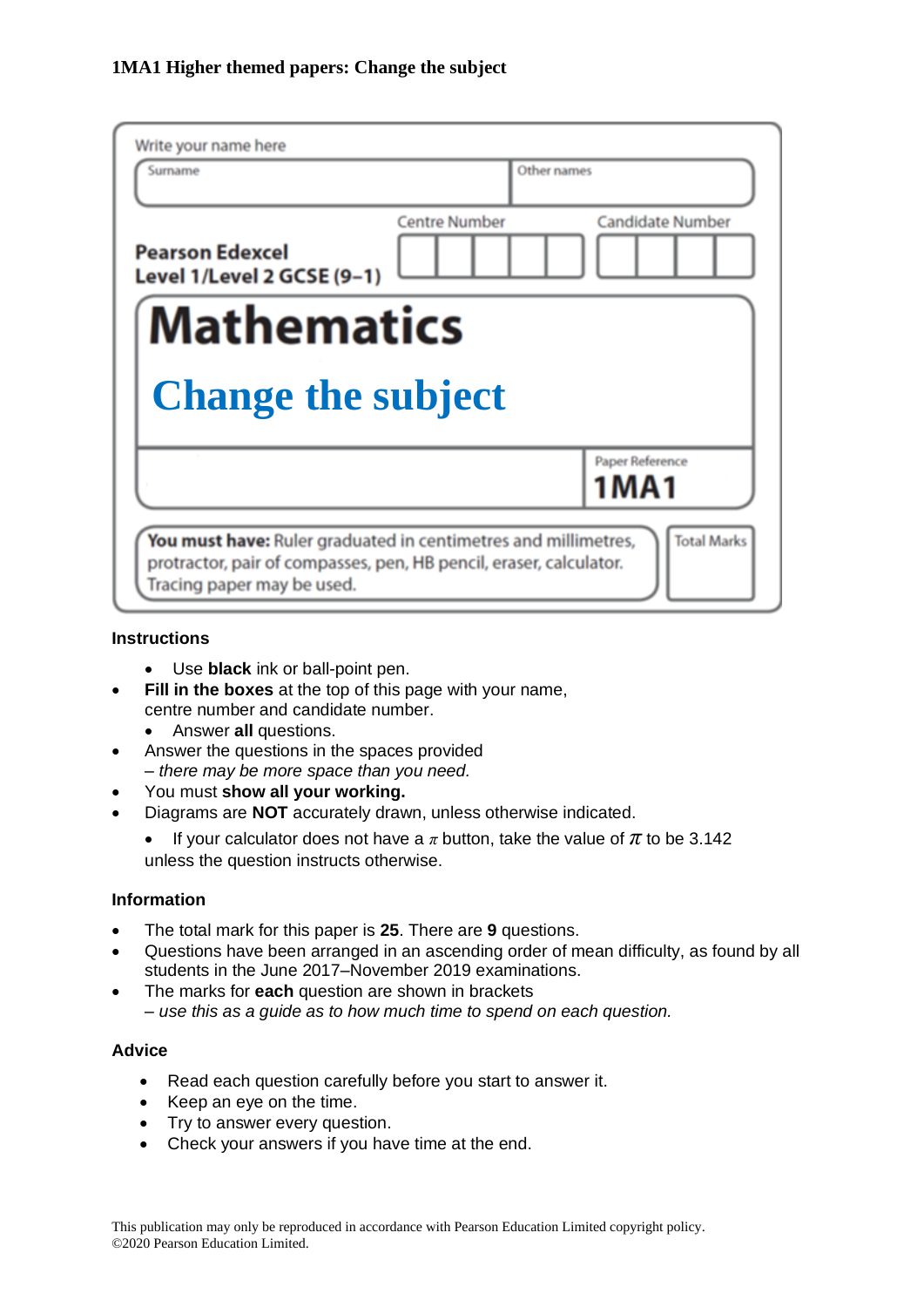**1MA1 Higher themed papers: Change the subject**

Write your name here

| Surname | Other names |
| --- | --- |
| | |

**Pearson Edexcel Level 1/Level 2 GCSE (9–1)**

Centre Number | Candidate Number

# Mathematics

## Change the subject

Paper Reference **1MA1**

**You must have:** Ruler graduated in centimetres and millimetres, protractor, pair of compasses, pen, HB pencil, eraser, calculator. Tracing paper may be used.

Total Marks

### Instructions

- Use **black** ink or ball-point pen.
- **Fill in the boxes** at the top of this page with your name, centre number and candidate number.
- Answer **all** questions.
- Answer the questions in the spaces provided – *there may be more space than you need.*
- You must **show all your working.**
- Diagrams are **NOT** accurately drawn, unless otherwise indicated.
- If your calculator does not have a $\pi$ button, take the value of $\pi$ to be 3.142 unless the question instructs otherwise.

### Information

- The total mark for this paper is **25**. There are **9** questions.
- Questions have been arranged in an ascending order of mean difficulty, as found by all students in the June 2017–November 2019 examinations.
- The marks for **each** question are shown in brackets – *use this as a guide as to how much time to spend on each question.*

### Advice

- Read each question carefully before you start to answer it.
- Keep an eye on the time.
- Try to answer every question.
- Check your answers if you have time at the end.

This publication may only be reproduced in accordance with Pearson Education Limited copyright policy.
©2020 Pearson Education Limited.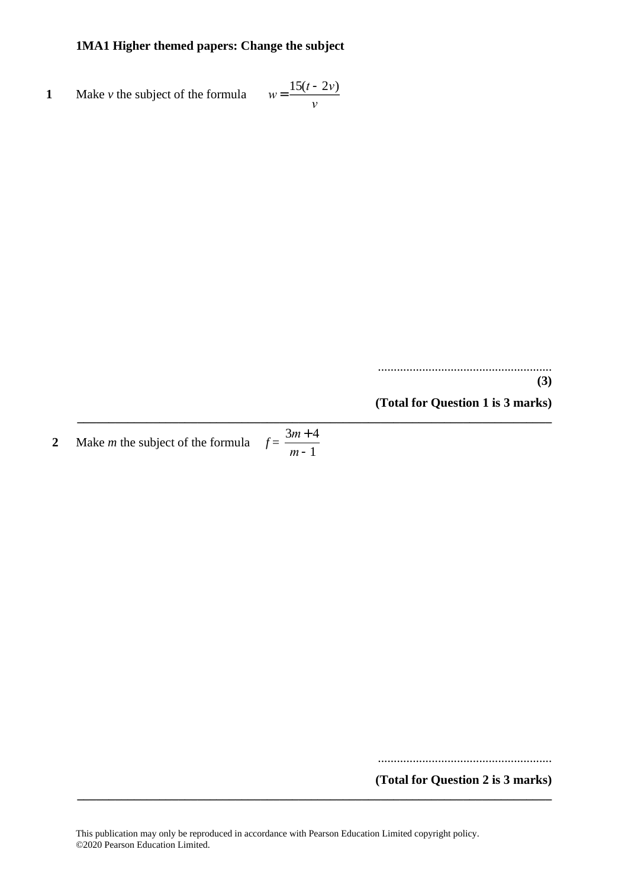**1MA1 Higher themed papers: Change the subject**

**1** Make *v* the subject of the formula $w = \dfrac{15(t - 2v)}{v}$

.......................................................

**(3)**

**(Total for Question 1 is 3 marks)**

---

**2** Make *m* the subject of the formula $f = \dfrac{3m + 4}{m - 1}$

.......................................................

**(Total for Question 2 is 3 marks)**

---

This publication may only be reproduced in accordance with Pearson Education Limited copyright policy.
©2020 Pearson Education Limited.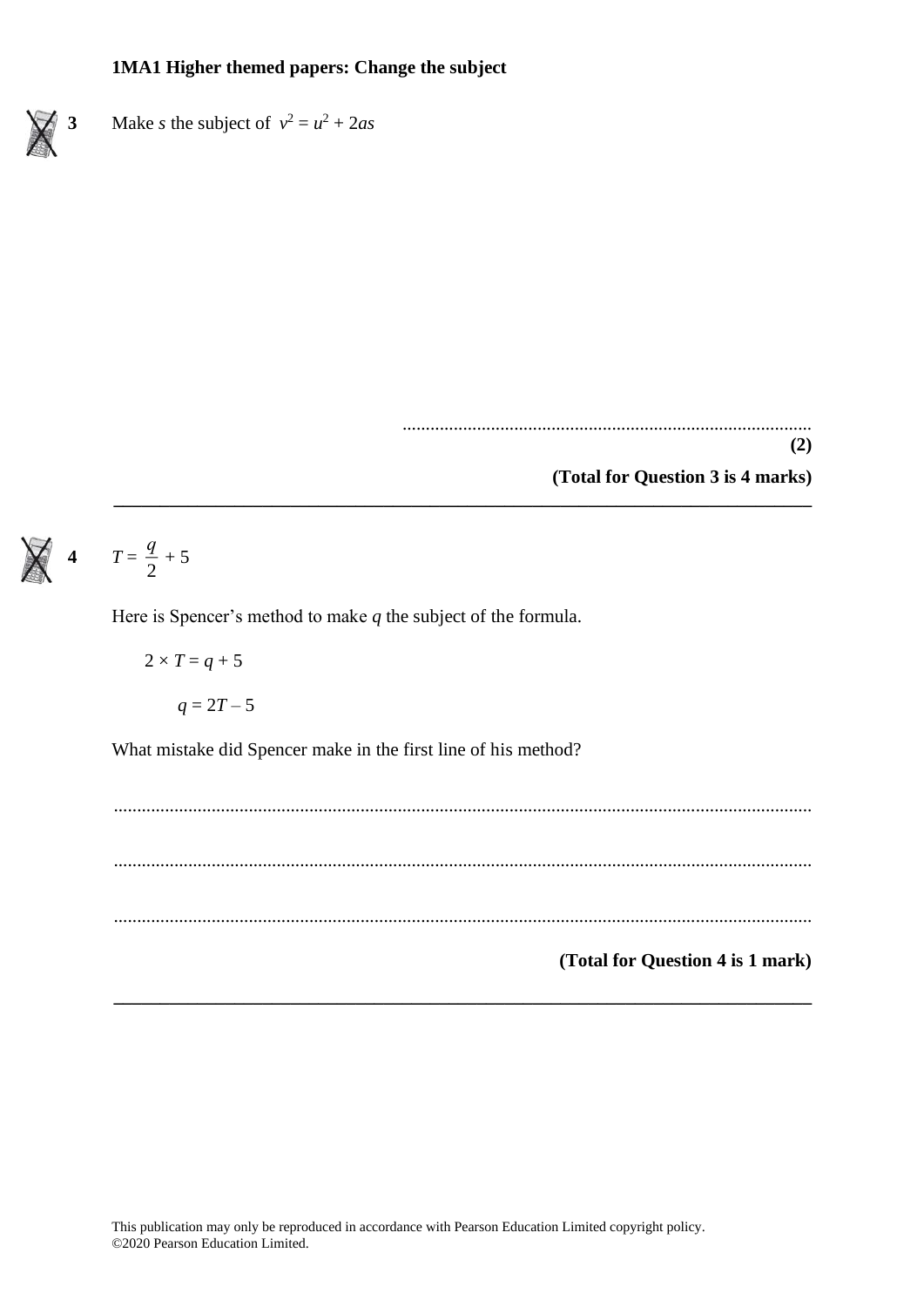**1MA1 Higher themed papers: Change the subject**

**3** Make $s$ the subject of $v^2 = u^2 + 2as$

.......................................................................................

**(2)**

**(Total for Question 3 is 4 marks)**

---

**4** $T = \frac{q}{2} + 5$

Here is Spencer's method to make $q$ the subject of the formula.

$2 \times T = q + 5$

$q = 2T - 5$

What mistake did Spencer make in the first line of his method?

.......................................................................................

.......................................................................................

.......................................................................................

**(Total for Question 4 is 1 mark)**

---

This publication may only be reproduced in accordance with Pearson Education Limited copyright policy.
©2020 Pearson Education Limited.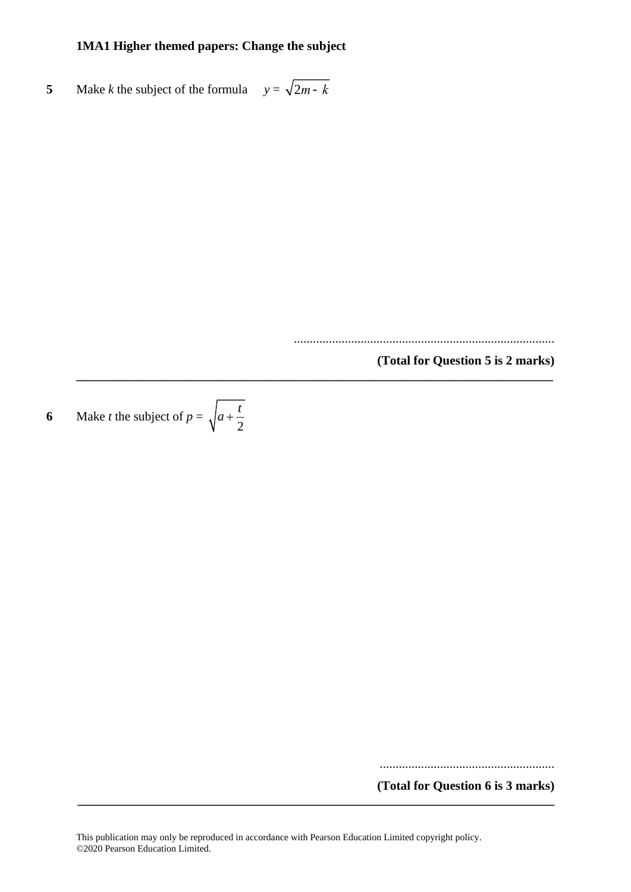**1MA1 Higher themed papers: Change the subject**

**5** Make $k$ the subject of the formula $y = \sqrt{2m - k}$

..................................................................................

**(Total for Question 5 is 2 marks)**

---

**6** Make $t$ the subject of $p = \sqrt{a + \dfrac{t}{2}}$

.......................................................

**(Total for Question 6 is 3 marks)**

---

This publication may only be reproduced in accordance with Pearson Education Limited copyright policy.
©2020 Pearson Education Limited.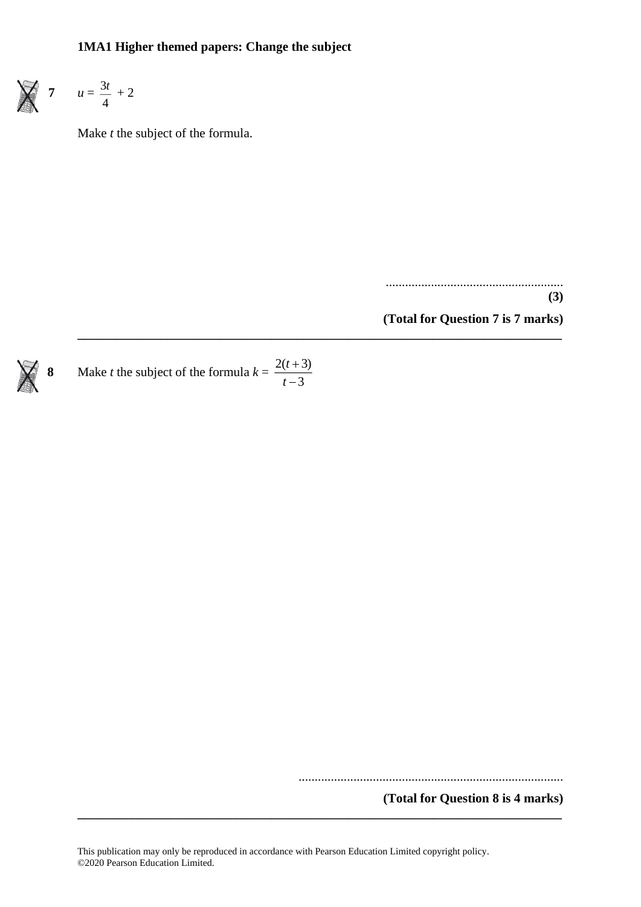**1MA1 Higher themed papers: Change the subject**

**7** $u = \dfrac{3t}{4} + 2$

Make $t$ the subject of the formula.

.......................................................

**(3)**

**(Total for Question 7 is 7 marks)**

---

**8** Make $t$ the subject of the formula $k = \dfrac{2(t+3)}{t-3}$

..................................................................................

**(Total for Question 8 is 4 marks)**

---

This publication may only be reproduced in accordance with Pearson Education Limited copyright policy.
©2020 Pearson Education Limited.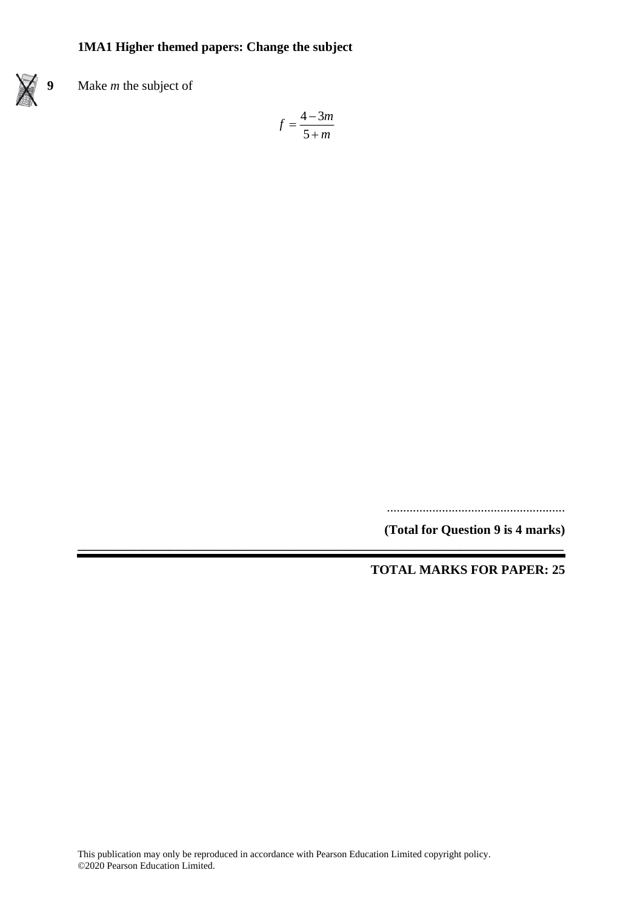**1MA1 Higher themed papers: Change the subject**

**9** Make $m$ the subject of

$$f = \frac{4 - 3m}{5 + m}$$

.......................................................

**(Total for Question 9 is 4 marks)**

---

**TOTAL MARKS FOR PAPER: 25**

This publication may only be reproduced in accordance with Pearson Education Limited copyright policy.
©2020 Pearson Education Limited.